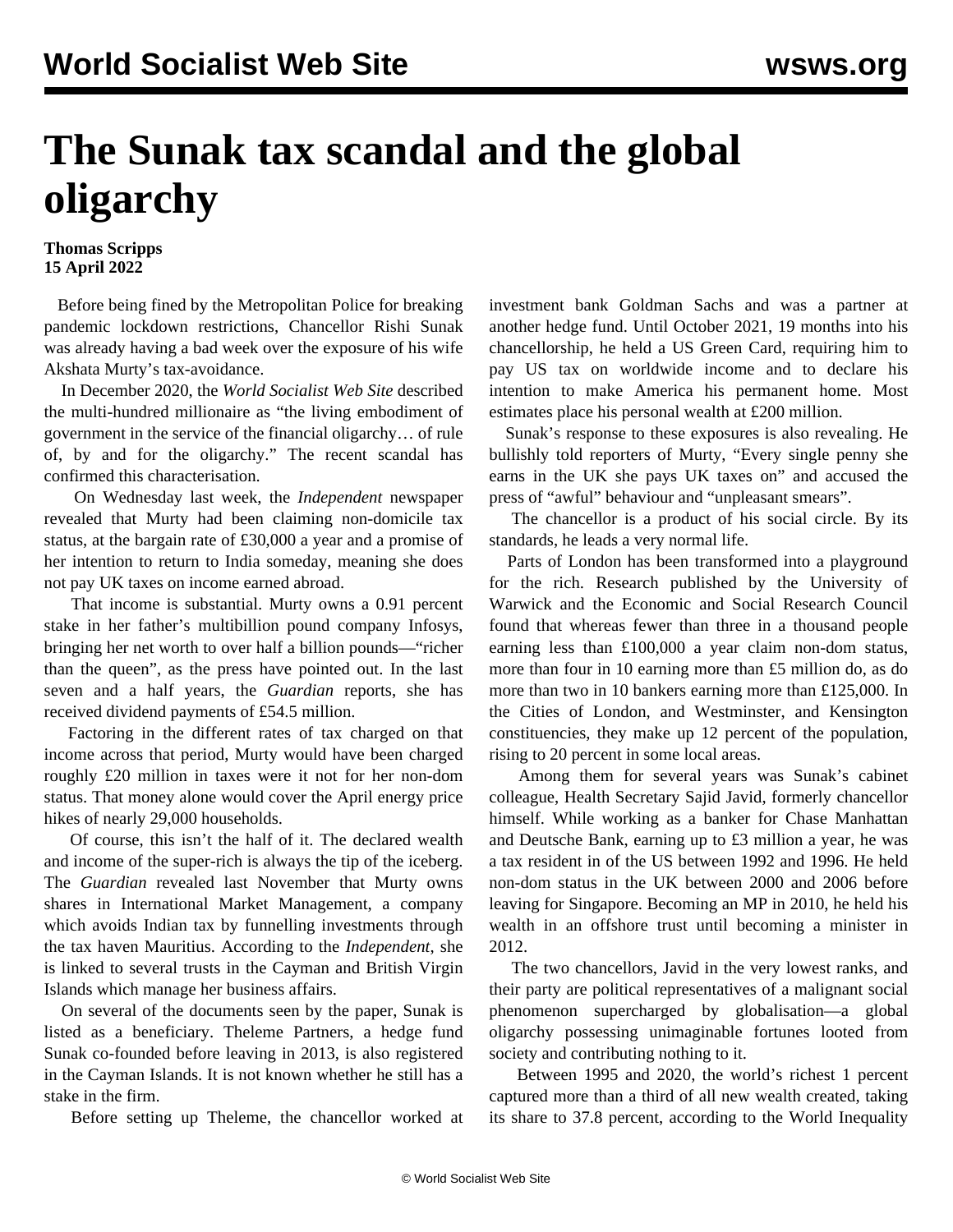# The Sunak tax scandal and the global oligarchy

**Thomas Scripps**
**15 April 2022**

Before being fined by the Metropolitan Police for breaking pandemic lockdown restrictions, Chancellor Rishi Sunak was already having a bad week over the exposure of his wife Akshata Murty's tax-avoidance.

In December 2020, the *World Socialist Web Site* described the multi-hundred millionaire as "the living embodiment of government in the service of the financial oligarchy… of rule of, by and for the oligarchy." The recent scandal has confirmed this characterisation.

On Wednesday last week, the *Independent* newspaper revealed that Murty had been claiming non-domicile tax status, at the bargain rate of £30,000 a year and a promise of her intention to return to India someday, meaning she does not pay UK taxes on income earned abroad.

That income is substantial. Murty owns a 0.91 percent stake in her father's multibillion pound company Infosys, bringing her net worth to over half a billion pounds—"richer than the queen", as the press have pointed out. In the last seven and a half years, the *Guardian* reports, she has received dividend payments of £54.5 million.

Factoring in the different rates of tax charged on that income across that period, Murty would have been charged roughly £20 million in taxes were it not for her non-dom status. That money alone would cover the April energy price hikes of nearly 29,000 households.

Of course, this isn't the half of it. The declared wealth and income of the super-rich is always the tip of the iceberg. The *Guardian* revealed last November that Murty owns shares in International Market Management, a company which avoids Indian tax by funnelling investments through the tax haven Mauritius. According to the *Independent*, she is linked to several trusts in the Cayman and British Virgin Islands which manage her business affairs.

On several of the documents seen by the paper, Sunak is listed as a beneficiary. Theleme Partners, a hedge fund Sunak co-founded before leaving in 2013, is also registered in the Cayman Islands. It is not known whether he still has a stake in the firm.

Before setting up Theleme, the chancellor worked at investment bank Goldman Sachs and was a partner at another hedge fund. Until October 2021, 19 months into his chancellorship, he held a US Green Card, requiring him to pay US tax on worldwide income and to declare his intention to make America his permanent home. Most estimates place his personal wealth at £200 million.

Sunak's response to these exposures is also revealing. He bullishly told reporters of Murty, "Every single penny she earns in the UK she pays UK taxes on" and accused the press of "awful" behaviour and "unpleasant smears".

The chancellor is a product of his social circle. By its standards, he leads a very normal life.

Parts of London has been transformed into a playground for the rich. Research published by the University of Warwick and the Economic and Social Research Council found that whereas fewer than three in a thousand people earning less than £100,000 a year claim non-dom status, more than four in 10 earning more than £5 million do, as do more than two in 10 bankers earning more than £125,000. In the Cities of London, and Westminster, and Kensington constituencies, they make up 12 percent of the population, rising to 20 percent in some local areas.

Among them for several years was Sunak's cabinet colleague, Health Secretary Sajid Javid, formerly chancellor himself. While working as a banker for Chase Manhattan and Deutsche Bank, earning up to £3 million a year, he was a tax resident in of the US between 1992 and 1996. He held non-dom status in the UK between 2000 and 2006 before leaving for Singapore. Becoming an MP in 2010, he held his wealth in an offshore trust until becoming a minister in 2012.

The two chancellors, Javid in the very lowest ranks, and their party are political representatives of a malignant social phenomenon supercharged by globalisation—a global oligarchy possessing unimaginable fortunes looted from society and contributing nothing to it.

Between 1995 and 2020, the world's richest 1 percent captured more than a third of all new wealth created, taking its share to 37.8 percent, according to the World Inequality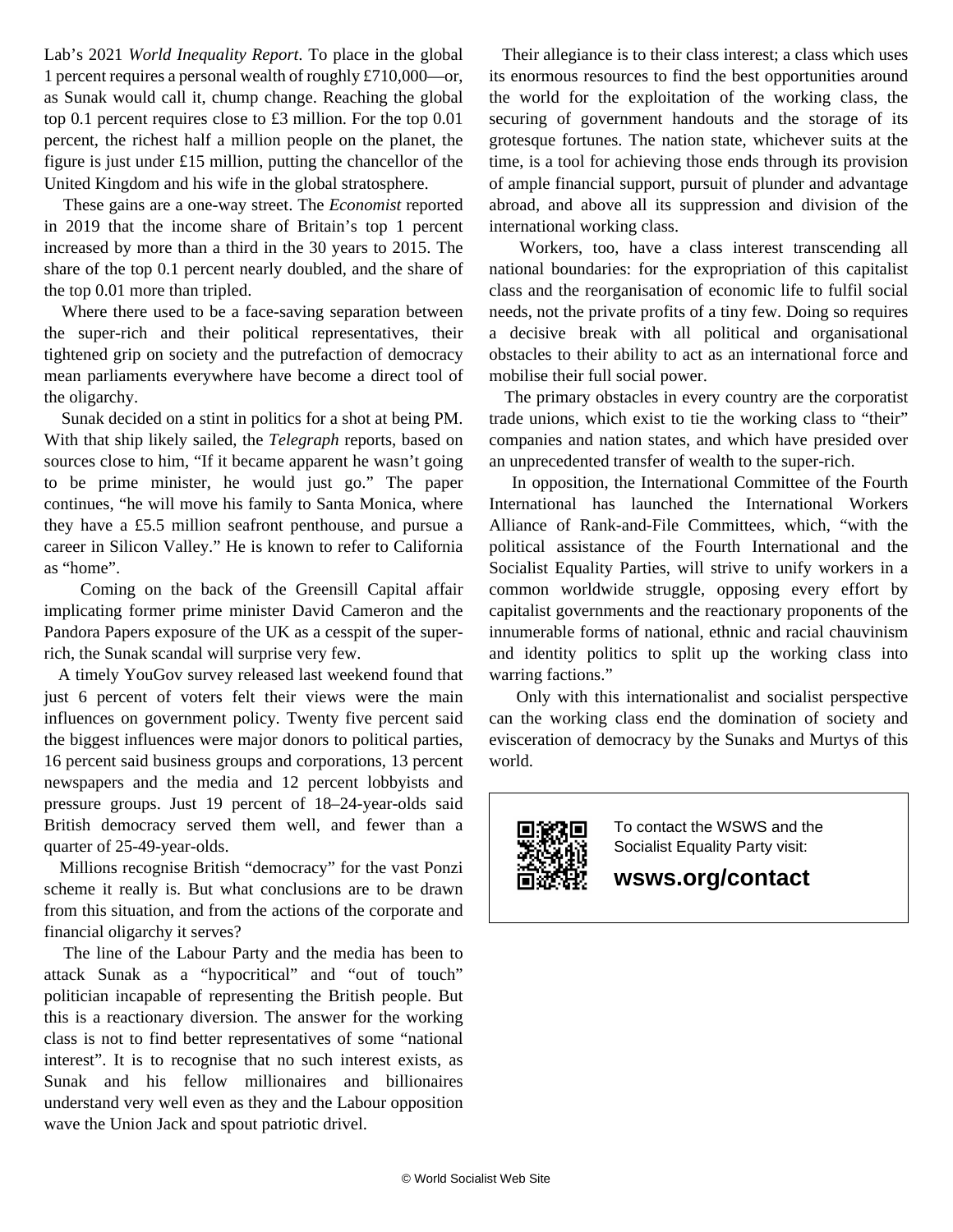Lab's 2021 *World Inequality Report*. To place in the global 1 percent requires a personal wealth of roughly £710,000—or, as Sunak would call it, chump change. Reaching the global top 0.1 percent requires close to £3 million. For the top 0.01 percent, the richest half a million people on the planet, the figure is just under £15 million, putting the chancellor of the United Kingdom and his wife in the global stratosphere.

These gains are a one-way street. The *Economist* reported in 2019 that the income share of Britain's top 1 percent increased by more than a third in the 30 years to 2015. The share of the top 0.1 percent nearly doubled, and the share of the top 0.01 more than tripled.

Where there used to be a face-saving separation between the super-rich and their political representatives, their tightened grip on society and the putrefaction of democracy mean parliaments everywhere have become a direct tool of the oligarchy.

Sunak decided on a stint in politics for a shot at being PM. With that ship likely sailed, the *Telegraph* reports, based on sources close to him, "If it became apparent he wasn't going to be prime minister, he would just go." The paper continues, "he will move his family to Santa Monica, where they have a £5.5 million seafront penthouse, and pursue a career in Silicon Valley." He is known to refer to California as "home".

Coming on the back of the Greensill Capital affair implicating former prime minister David Cameron and the Pandora Papers exposure of the UK as a cesspit of the super-rich, the Sunak scandal will surprise very few.

A timely YouGov survey released last weekend found that just 6 percent of voters felt their views were the main influences on government policy. Twenty five percent said the biggest influences were major donors to political parties, 16 percent said business groups and corporations, 13 percent newspapers and the media and 12 percent lobbyists and pressure groups. Just 19 percent of 18–24-year-olds said British democracy served them well, and fewer than a quarter of 25-49-year-olds.

Millions recognise British "democracy" for the vast Ponzi scheme it really is. But what conclusions are to be drawn from this situation, and from the actions of the corporate and financial oligarchy it serves?

The line of the Labour Party and the media has been to attack Sunak as a "hypocritical" and "out of touch" politician incapable of representing the British people. But this is a reactionary diversion. The answer for the working class is not to find better representatives of some "national interest". It is to recognise that no such interest exists, as Sunak and his fellow millionaires and billionaires understand very well even as they and the Labour opposition wave the Union Jack and spout patriotic drivel.

Their allegiance is to their class interest; a class which uses its enormous resources to find the best opportunities around the world for the exploitation of the working class, the securing of government handouts and the storage of its grotesque fortunes. The nation state, whichever suits at the time, is a tool for achieving those ends through its provision of ample financial support, pursuit of plunder and advantage abroad, and above all its suppression and division of the international working class.

Workers, too, have a class interest transcending all national boundaries: for the expropriation of this capitalist class and the reorganisation of economic life to fulfil social needs, not the private profits of a tiny few. Doing so requires a decisive break with all political and organisational obstacles to their ability to act as an international force and mobilise their full social power.

The primary obstacles in every country are the corporatist trade unions, which exist to tie the working class to "their" companies and nation states, and which have presided over an unprecedented transfer of wealth to the super-rich.

In opposition, the International Committee of the Fourth International has launched the International Workers Alliance of Rank-and-File Committees, which, "with the political assistance of the Fourth International and the Socialist Equality Parties, will strive to unify workers in a common worldwide struggle, opposing every effort by capitalist governments and the reactionary proponents of the innumerable forms of national, ethnic and racial chauvinism and identity politics to split up the working class into warring factions."

Only with this internationalist and socialist perspective can the working class end the domination of society and evisceration of democracy by the Sunaks and Murtys of this world.

To contact the WSWS and the Socialist Equality Party visit:

**wsws.org/contact**